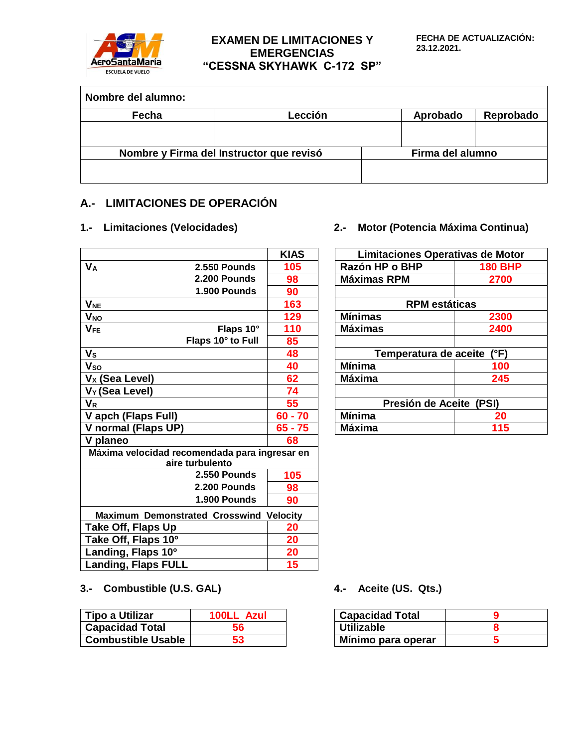AeroSantaMaría ESCUELA DE VUELO

# EXAMEN DE LIMITACIONES Y EMERGENCIAS "CESSNA SKYHAWK C-172 SP"

**FECHA DE ACTUALIZACIÓN: 23.12.2021.**

| Nombre del alumno: | | | |
|---|---|---|---|
| **Fecha** | **Lección** | **Aprobado** | **Reprobado** |
| | | | |
| **Nombre y Firma del Instructor que revisó** | | **Firma del alumno** | |
| | | | |

## A.- LIMITACIONES DE OPERACIÓN

### 1.- Limitaciones (Velocidades)

| | | KIAS |
|---|---|---|
| $V_A$ | 2.550 Pounds | 105 |
| | 2.200 Pounds | 98 |
| | 1.900 Pounds | 90 |
| $V_{NE}$ | | 163 |
| $V_{NO}$ | | 129 |
| $V_{FE}$ | Flaps 10° | 110 |
| | Flaps 10° to Full | 85 |
| $V_S$ | | 48 |
| $V_{SO}$ | | 40 |
| $V_X$ (Sea Level) | | 62 |
| $V_Y$ (Sea Level) | | 74 |
| $V_R$ | | 55 |
| V apch (Flaps Full) | | 60 - 70 |
| V normal (Flaps UP) | | 65 - 75 |
| V planeo | | 68 |
| Máxima velocidad recomendada para ingresar en aire turbulento | | |
| | 2.550 Pounds | 105 |
| | 2.200 Pounds | 98 |
| | 1.900 Pounds | 90 |
| Maximum Demonstrated Crosswind Velocity | | |
| Take Off, Flaps Up | | 20 |
| Take Off, Flaps 10º | | 20 |
| Landing, Flaps 10º | | 20 |
| Landing, Flaps FULL | | 15 |

### 2.- Motor (Potencia Máxima Continua)

| Limitaciones Operativas de Motor | |
|---|---|
| Razón HP o BHP | 180 BHP |
| Máximas RPM | 2700 |
| | |
| **RPM estáticas** | |
| Mínimas | 2300 |
| Máximas | 2400 |
| | |
| **Temperatura de aceite (°F)** | |
| Mínima | 100 |
| Máxima | 245 |
| | |
| **Presión de Aceite (PSI)** | |
| Mínima | 20 |
| Máxima | 115 |

### 3.- Combustible (U.S. GAL)

| Tipo a Utilizar | 100LL Azul |
|---|---|
| Capacidad Total | 56 |
| Combustible Usable | 53 |

### 4.- Aceite (US. Qts.)

| Capacidad Total | 9 |
|---|---|
| Utilizable | 8 |
| Mínimo para operar | 5 |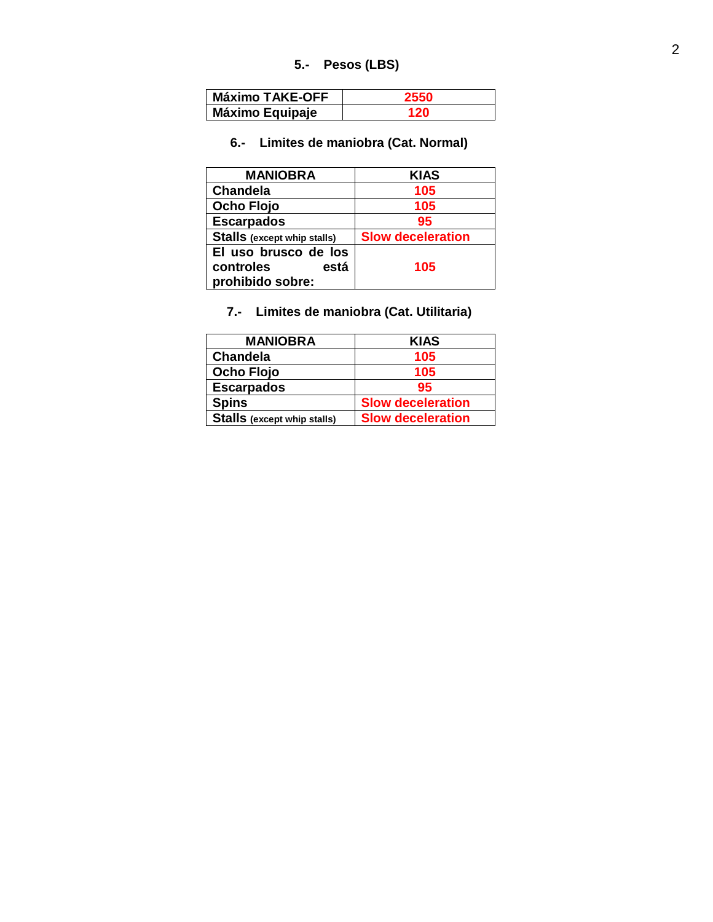## 5.- Pesos (LBS)

| | |
|---|---|
| **Máximo TAKE-OFF** | **2550** |
| **Máximo Equipaje** | **120** |

## 6.- Limites de maniobra (Cat. Normal)

| MANIOBRA | KIAS |
|---|---|
| **Chandela** | **105** |
| **Ocho Flojo** | **105** |
| **Escarpados** | **95** |
| **Stalls** (except whip stalls) | **Slow deceleration** |
| **El uso brusco de los controles está prohibido sobre:** | **105** |

## 7.- Limites de maniobra (Cat. Utilitaria)

| MANIOBRA | KIAS |
|---|---|
| **Chandela** | **105** |
| **Ocho Flojo** | **105** |
| **Escarpados** | **95** |
| **Spins** | **Slow deceleration** |
| **Stalls** (except whip stalls) | **Slow deceleration** |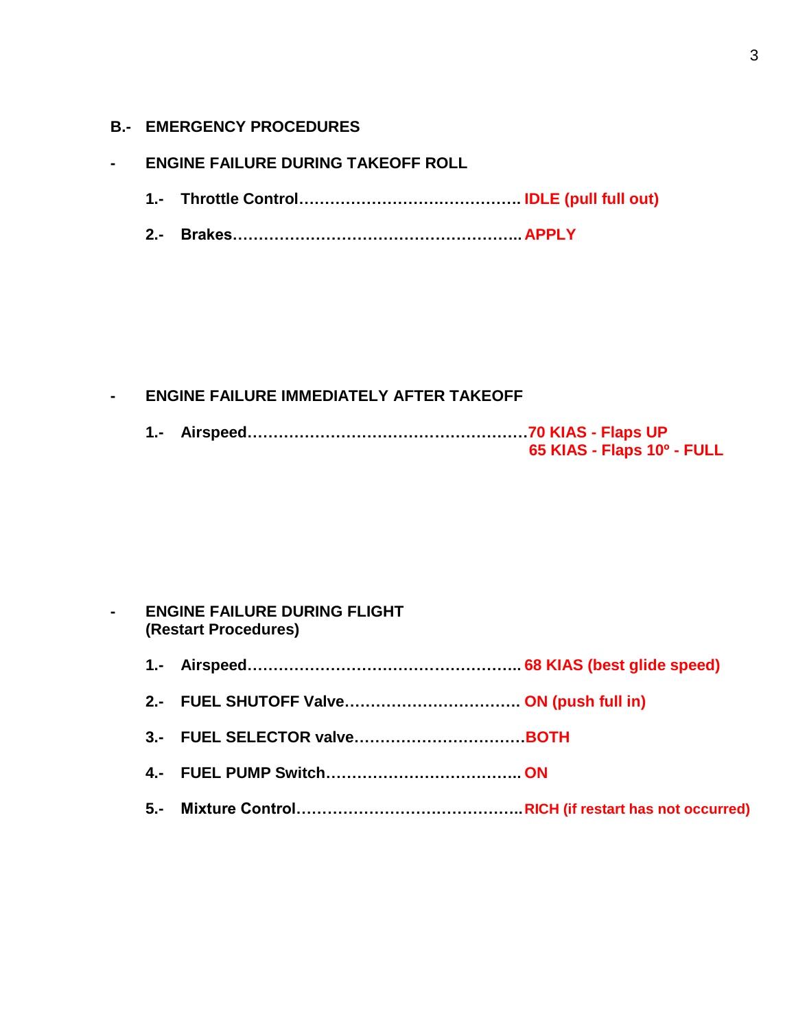## B.- EMERGENCY PROCEDURES

### - ENGINE FAILURE DURING TAKEOFF ROLL

**1.- Throttle Control…………………………………….** **IDLE (pull full out)**

**2.- Brakes……………………………………………….** **APPLY**

### - ENGINE FAILURE IMMEDIATELY AFTER TAKEOFF

**1.- Airspeed……………………………………………….** **70 KIAS - Flaps UP**
**65 KIAS - Flaps 10º - FULL**

### - ENGINE FAILURE DURING FLIGHT
### (Restart Procedures)

**1.- Airspeed……………………………………………..** **68 KIAS (best glide speed)**

**2.- FUEL SHUTOFF Valve…………………………….** **ON (push full in)**

**3.- FUEL SELECTOR valve……………………………** **BOTH**

**4.- FUEL PUMP Switch………………………………..** **ON**

**5.- Mixture Control…………………………………….** **RICH (if restart has not occurred)**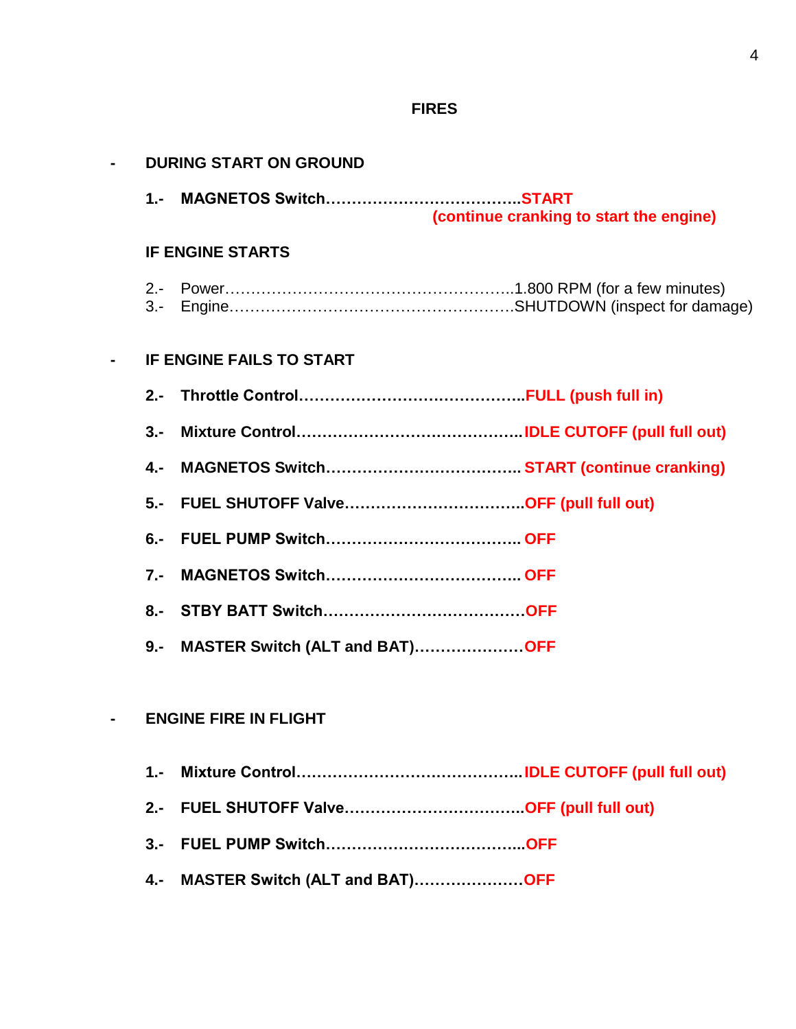# FIRES

## - DURING START ON GROUND

**1.- MAGNETOS Switch……………………………….START**
**(continue cranking to start the engine)**

### IF ENGINE STARTS

2.- Power……………………………………………….1.800 RPM (for a few minutes)
3.- Engine……………………………………………….SHUTDOWN (inspect for damage)

## - IF ENGINE FAILS TO START

**2.- Throttle Control……………………………………..FULL (push full in)**

**3.- Mixture Control……………………………………..IDLE CUTOFF (pull full out)**

**4.- MAGNETOS Switch……………………………….. START (continue cranking)**

**5.- FUEL SHUTOFF Valve……………………………..OFF (pull full out)**

**6.- FUEL PUMP Switch……………………………….. OFF**

**7.- MAGNETOS Switch……………………………….. OFF**

**8.- STBY BATT Switch…………………………………OFF**

**9.- MASTER Switch (ALT and BAT)…………………OFF**

## - ENGINE FIRE IN FLIGHT

**1.- Mixture Control……………………………………..IDLE CUTOFF (pull full out)**

**2.- FUEL SHUTOFF Valve……………………………..OFF (pull full out)**

**3.- FUEL PUMP Switch………………………………...OFF**

**4.- MASTER Switch (ALT and BAT)…………………OFF**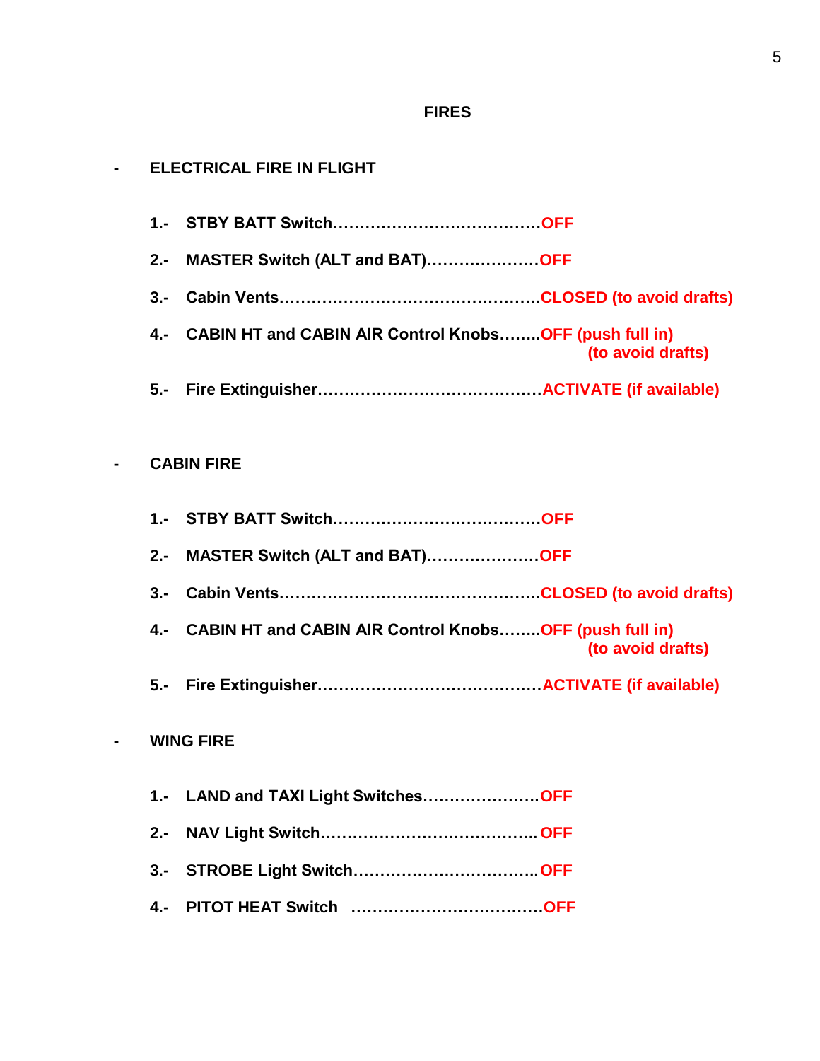## FIRES

- **ELECTRICAL FIRE IN FLIGHT**

  **1.- STBY BATT Switch……………………………………OFF**

  **2.- MASTER Switch (ALT and BAT)…………………OFF**

  **3.- Cabin Vents……………………………………………CLOSED (to avoid drafts)**

  **4.- CABIN HT and CABIN AIR Control Knobs……..OFF (push full in) (to avoid drafts)**

  **5.- Fire Extinguisher……………………………………ACTIVATE (if available)**

- **CABIN FIRE**

  **1.- STBY BATT Switch……………………………………OFF**

  **2.- MASTER Switch (ALT and BAT)…………………OFF**

  **3.- Cabin Vents……………………………………………CLOSED (to avoid drafts)**

  **4.- CABIN HT and CABIN AIR Control Knobs……..OFF (push full in) (to avoid drafts)**

  **5.- Fire Extinguisher……………………………………ACTIVATE (if available)**

- **WING FIRE**

  **1.- LAND and TAXI Light Switches…………………OFF**

  **2.- NAV Light Switch………………………………….. OFF**

  **3.- STROBE Light Switch……………………………..OFF**

  **4.- PITOT HEAT Switch ………………………………OFF**